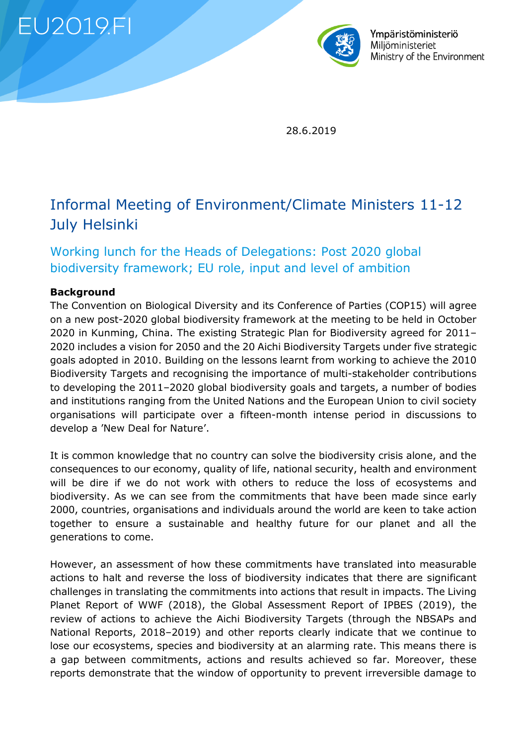EU2019.FI

Ympäristöministeriö
Miljöministeriet
Ministry of the Environment

28.6.2019

# Informal Meeting of Environment/Climate Ministers 11-12 July Helsinki

## Working lunch for the Heads of Delegations: Post 2020 global biodiversity framework; EU role, input and level of ambition

**Background**

The Convention on Biological Diversity and its Conference of Parties (COP15) will agree on a new post-2020 global biodiversity framework at the meeting to be held in October 2020 in Kunming, China. The existing Strategic Plan for Biodiversity agreed for 2011–2020 includes a vision for 2050 and the 20 Aichi Biodiversity Targets under five strategic goals adopted in 2010. Building on the lessons learnt from working to achieve the 2010 Biodiversity Targets and recognising the importance of multi-stakeholder contributions to developing the 2011–2020 global biodiversity goals and targets, a number of bodies and institutions ranging from the United Nations and the European Union to civil society organisations will participate over a fifteen-month intense period in discussions to develop a 'New Deal for Nature'.

It is common knowledge that no country can solve the biodiversity crisis alone, and the consequences to our economy, quality of life, national security, health and environment will be dire if we do not work with others to reduce the loss of ecosystems and biodiversity. As we can see from the commitments that have been made since early 2000, countries, organisations and individuals around the world are keen to take action together to ensure a sustainable and healthy future for our planet and all the generations to come.

However, an assessment of how these commitments have translated into measurable actions to halt and reverse the loss of biodiversity indicates that there are significant challenges in translating the commitments into actions that result in impacts. The Living Planet Report of WWF (2018), the Global Assessment Report of IPBES (2019), the review of actions to achieve the Aichi Biodiversity Targets (through the NBSAPs and National Reports, 2018–2019) and other reports clearly indicate that we continue to lose our ecosystems, species and biodiversity at an alarming rate. This means there is a gap between commitments, actions and results achieved so far. Moreover, these reports demonstrate that the window of opportunity to prevent irreversible damage to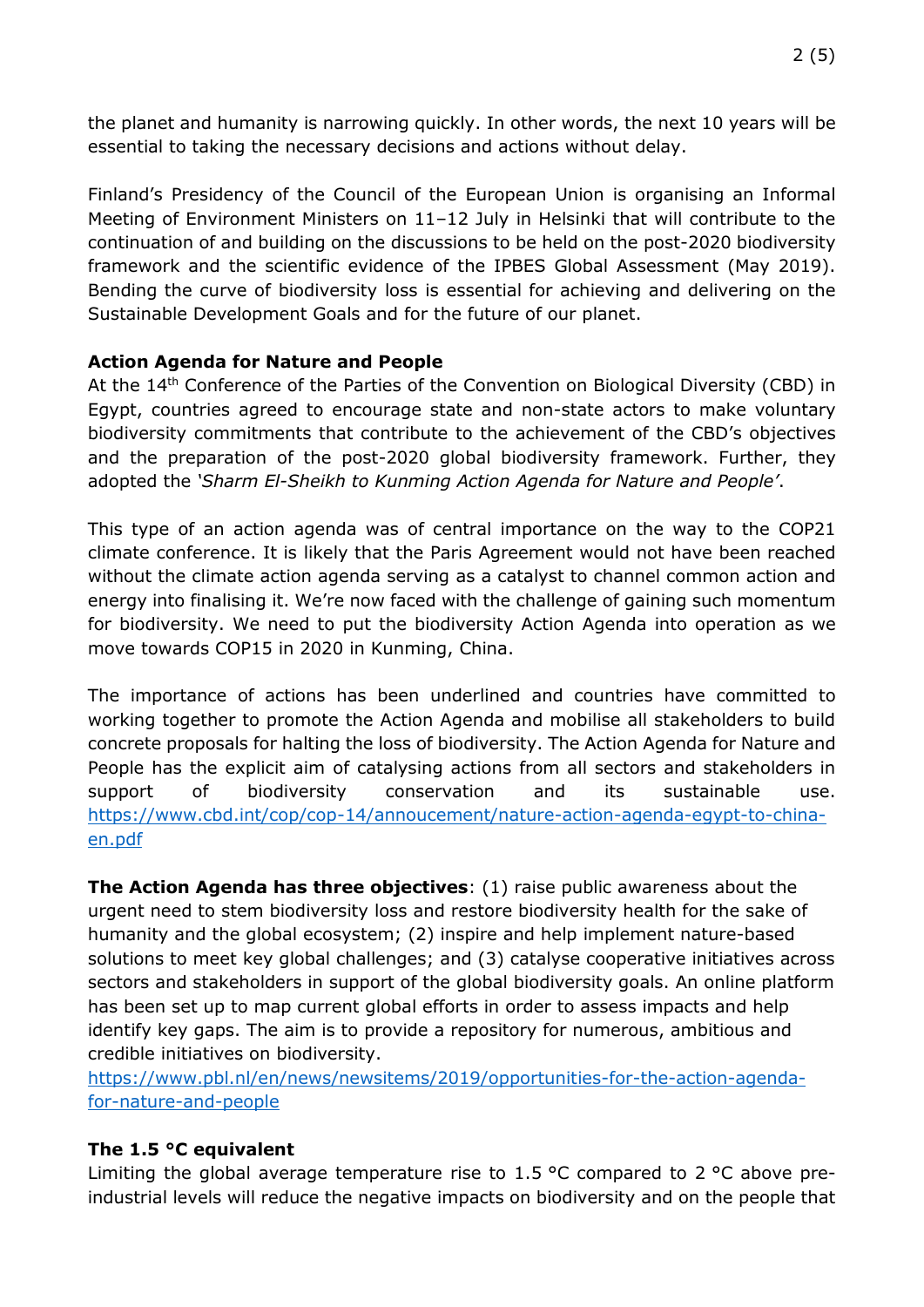the planet and humanity is narrowing quickly. In other words, the next 10 years will be essential to taking the necessary decisions and actions without delay.

Finland's Presidency of the Council of the European Union is organising an Informal Meeting of Environment Ministers on 11–12 July in Helsinki that will contribute to the continuation of and building on the discussions to be held on the post-2020 biodiversity framework and the scientific evidence of the IPBES Global Assessment (May 2019). Bending the curve of biodiversity loss is essential for achieving and delivering on the Sustainable Development Goals and for the future of our planet.

**Action Agenda for Nature and People**

At the 14th Conference of the Parties of the Convention on Biological Diversity (CBD) in Egypt, countries agreed to encourage state and non-state actors to make voluntary biodiversity commitments that contribute to the achievement of the CBD's objectives and the preparation of the post-2020 global biodiversity framework. Further, they adopted the *'Sharm El-Sheikh to Kunming Action Agenda for Nature and People'*.

This type of an action agenda was of central importance on the way to the COP21 climate conference. It is likely that the Paris Agreement would not have been reached without the climate action agenda serving as a catalyst to channel common action and energy into finalising it. We're now faced with the challenge of gaining such momentum for biodiversity. We need to put the biodiversity Action Agenda into operation as we move towards COP15 in 2020 in Kunming, China.

The importance of actions has been underlined and countries have committed to working together to promote the Action Agenda and mobilise all stakeholders to build concrete proposals for halting the loss of biodiversity. The Action Agenda for Nature and People has the explicit aim of catalysing actions from all sectors and stakeholders in support of biodiversity conservation and its sustainable use. https://www.cbd.int/cop/cop-14/annoucement/nature-action-agenda-egypt-to-china-en.pdf

**The Action Agenda has three objectives**: (1) raise public awareness about the urgent need to stem biodiversity loss and restore biodiversity health for the sake of humanity and the global ecosystem; (2) inspire and help implement nature-based solutions to meet key global challenges; and (3) catalyse cooperative initiatives across sectors and stakeholders in support of the global biodiversity goals. An online platform has been set up to map current global efforts in order to assess impacts and help identify key gaps. The aim is to provide a repository for numerous, ambitious and credible initiatives on biodiversity.
https://www.pbl.nl/en/news/newsitems/2019/opportunities-for-the-action-agenda-for-nature-and-people

**The 1.5 °C equivalent**

Limiting the global average temperature rise to 1.5 °C compared to 2 °C above pre-industrial levels will reduce the negative impacts on biodiversity and on the people that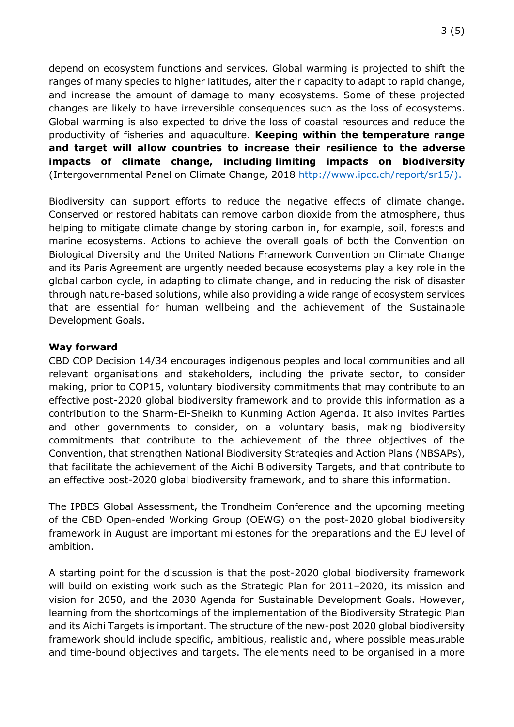depend on ecosystem functions and services. Global warming is projected to shift the ranges of many species to higher latitudes, alter their capacity to adapt to rapid change, and increase the amount of damage to many ecosystems. Some of these projected changes are likely to have irreversible consequences such as the loss of ecosystems. Global warming is also expected to drive the loss of coastal resources and reduce the productivity of fisheries and aquaculture. **Keeping within the temperature range and target will allow countries to increase their resilience to the adverse impacts of climate change, including limiting impacts on biodiversity** (Intergovernmental Panel on Climate Change, 2018 http://www.ipcc.ch/report/sr15/).

Biodiversity can support efforts to reduce the negative effects of climate change. Conserved or restored habitats can remove carbon dioxide from the atmosphere, thus helping to mitigate climate change by storing carbon in, for example, soil, forests and marine ecosystems. Actions to achieve the overall goals of both the Convention on Biological Diversity and the United Nations Framework Convention on Climate Change and its Paris Agreement are urgently needed because ecosystems play a key role in the global carbon cycle, in adapting to climate change, and in reducing the risk of disaster through nature-based solutions, while also providing a wide range of ecosystem services that are essential for human wellbeing and the achievement of the Sustainable Development Goals.

**Way forward**

CBD COP Decision 14/34 encourages indigenous peoples and local communities and all relevant organisations and stakeholders, including the private sector, to consider making, prior to COP15, voluntary biodiversity commitments that may contribute to an effective post-2020 global biodiversity framework and to provide this information as a contribution to the Sharm-El-Sheikh to Kunming Action Agenda. It also invites Parties and other governments to consider, on a voluntary basis, making biodiversity commitments that contribute to the achievement of the three objectives of the Convention, that strengthen National Biodiversity Strategies and Action Plans (NBSAPs), that facilitate the achievement of the Aichi Biodiversity Targets, and that contribute to an effective post-2020 global biodiversity framework, and to share this information.

The IPBES Global Assessment, the Trondheim Conference and the upcoming meeting of the CBD Open-ended Working Group (OEWG) on the post-2020 global biodiversity framework in August are important milestones for the preparations and the EU level of ambition.

A starting point for the discussion is that the post-2020 global biodiversity framework will build on existing work such as the Strategic Plan for 2011–2020, its mission and vision for 2050, and the 2030 Agenda for Sustainable Development Goals. However, learning from the shortcomings of the implementation of the Biodiversity Strategic Plan and its Aichi Targets is important. The structure of the new-post 2020 global biodiversity framework should include specific, ambitious, realistic and, where possible measurable and time-bound objectives and targets. The elements need to be organised in a more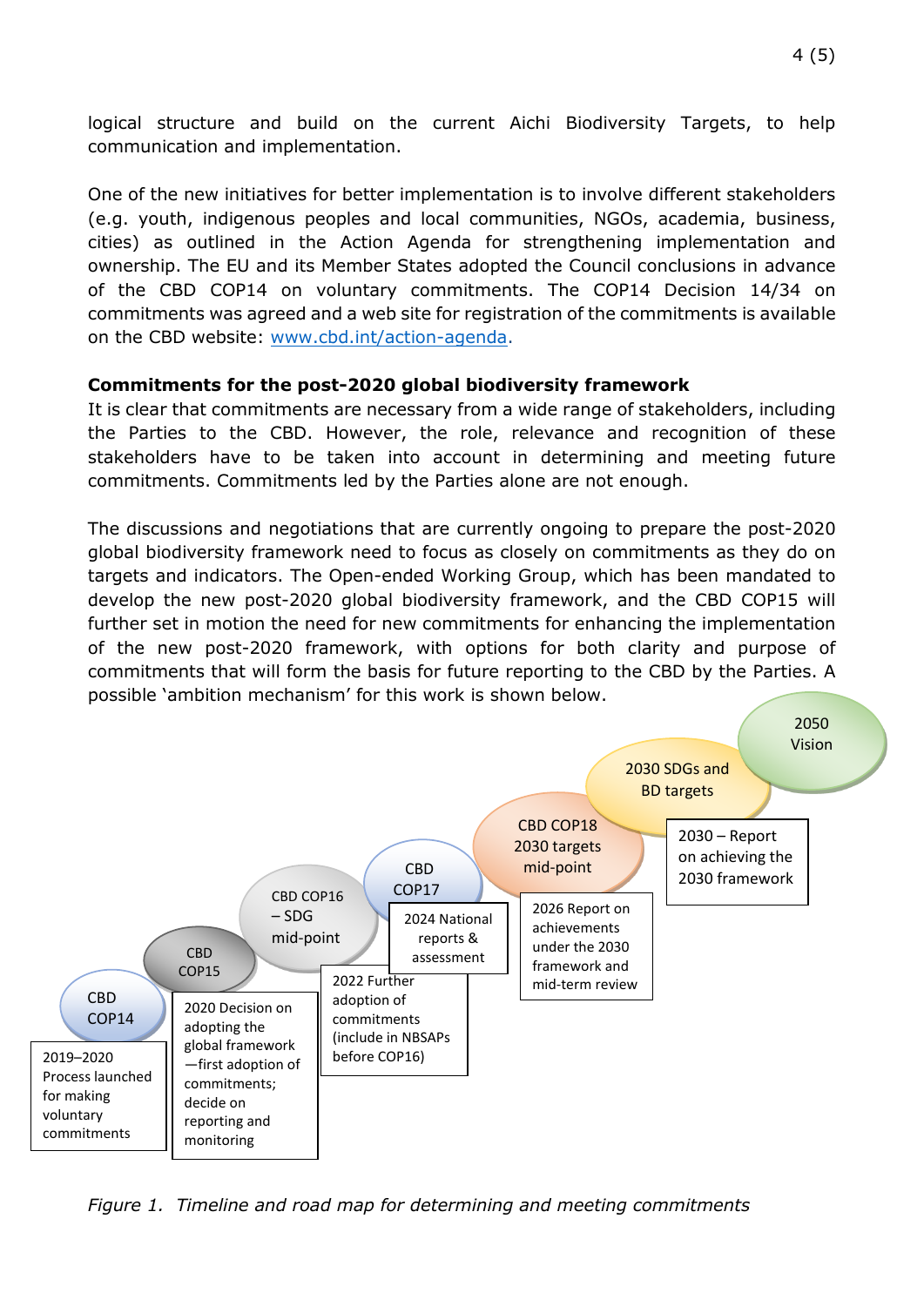logical structure and build on the current Aichi Biodiversity Targets, to help communication and implementation.

One of the new initiatives for better implementation is to involve different stakeholders (e.g. youth, indigenous peoples and local communities, NGOs, academia, business, cities) as outlined in the Action Agenda for strengthening implementation and ownership. The EU and its Member States adopted the Council conclusions in advance of the CBD COP14 on voluntary commitments. The COP14 Decision 14/34 on commitments was agreed and a web site for registration of the commitments is available on the CBD website: [www.cbd.int/action-agenda](http://www.cbd.int/action-agenda).

**Commitments for the post-2020 global biodiversity framework**

It is clear that commitments are necessary from a wide range of stakeholders, including the Parties to the CBD. However, the role, relevance and recognition of these stakeholders have to be taken into account in determining and meeting future commitments. Commitments led by the Parties alone are not enough.

The discussions and negotiations that are currently ongoing to prepare the post-2020 global biodiversity framework need to focus as closely on commitments as they do on targets and indicators. The Open-ended Working Group, which has been mandated to develop the new post-2020 global biodiversity framework, and the CBD COP15 will further set in motion the need for new commitments for enhancing the implementation of the new post-2020 framework, with options for both clarity and purpose of commitments that will form the basis for future reporting to the CBD by the Parties. A possible 'ambition mechanism' for this work is shown below.

- CBD COP14 – 2019–2020 Process launched for making voluntary commitments
- CBD COP15 – 2020 Decision on adopting the global framework—first adoption of commitments; decide on reporting and monitoring
- CBD COP16 – SDG mid-point – 2022 Further adoption of commitments (include in NBSAPs before COP16)
- CBD COP17 – 2024 National reports & assessment
- CBD COP18 2030 targets mid-point – 2026 Report on achievements under the 2030 framework and mid-term review
- 2030 SDGs and BD targets – 2030 – Report on achieving the 2030 framework
- 2050 Vision

*Figure 1. Timeline and road map for determining and meeting commitments*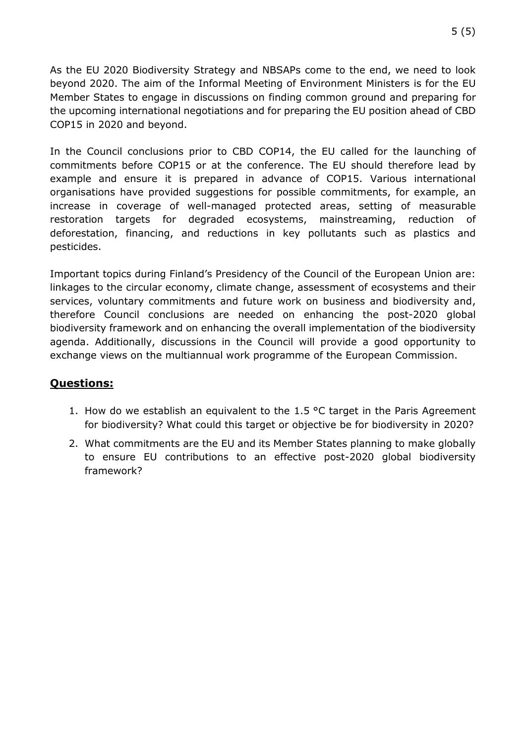As the EU 2020 Biodiversity Strategy and NBSAPs come to the end, we need to look beyond 2020. The aim of the Informal Meeting of Environment Ministers is for the EU Member States to engage in discussions on finding common ground and preparing for the upcoming international negotiations and for preparing the EU position ahead of CBD COP15 in 2020 and beyond.

In the Council conclusions prior to CBD COP14, the EU called for the launching of commitments before COP15 or at the conference. The EU should therefore lead by example and ensure it is prepared in advance of COP15. Various international organisations have provided suggestions for possible commitments, for example, an increase in coverage of well-managed protected areas, setting of measurable restoration targets for degraded ecosystems, mainstreaming, reduction of deforestation, financing, and reductions in key pollutants such as plastics and pesticides.

Important topics during Finland's Presidency of the Council of the European Union are: linkages to the circular economy, climate change, assessment of ecosystems and their services, voluntary commitments and future work on business and biodiversity and, therefore Council conclusions are needed on enhancing the post-2020 global biodiversity framework and on enhancing the overall implementation of the biodiversity agenda. Additionally, discussions in the Council will provide a good opportunity to exchange views on the multiannual work programme of the European Commission.

## Questions:

1. How do we establish an equivalent to the 1.5 °C target in the Paris Agreement for biodiversity? What could this target or objective be for biodiversity in 2020?
2. What commitments are the EU and its Member States planning to make globally to ensure EU contributions to an effective post-2020 global biodiversity framework?